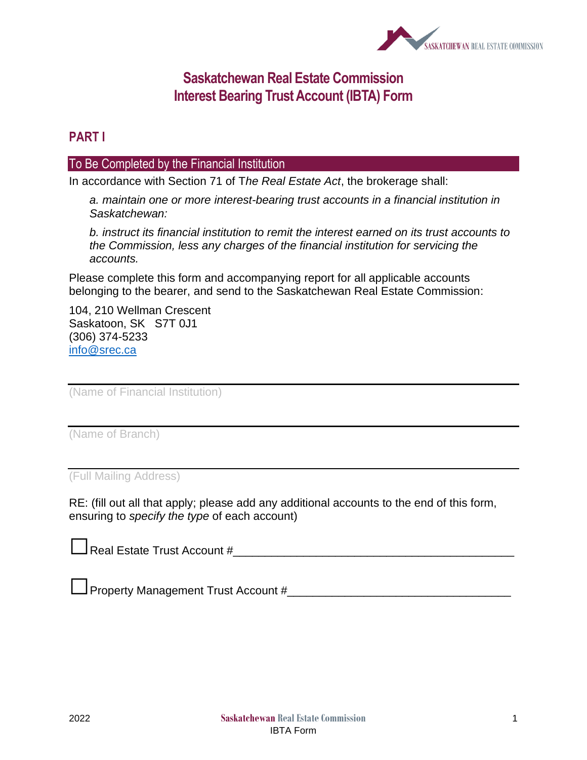# Saskatchewan Real Estate Commission
# Interest Bearing Trust Account (IBTA) Form

## PART I

### To Be Completed by the Financial Institution

In accordance with Section 71 of *The Real Estate Act*, the brokerage shall:

> *a. maintain one or more interest-bearing trust accounts in a financial institution in Saskatchewan:*
>
> *b. instruct its financial institution to remit the interest earned on its trust accounts to the Commission, less any charges of the financial institution for servicing the accounts.*

Please complete this form and accompanying report for all applicable accounts belonging to the bearer, and send to the Saskatchewan Real Estate Commission:

104, 210 Wellman Crescent
Saskatoon, SK S7T 0J1
(306) 374-5233
info@srec.ca

___________________________________________
(Name of Financial Institution)

___________________________________________
(Name of Branch)

___________________________________________
(Full Mailing Address)

RE: (fill out all that apply; please add any additional accounts to the end of this form, ensuring to *specify the type* of each account)

☐ Real Estate Trust Account #___________________________________________

☐ Property Management Trust Account #__________________________________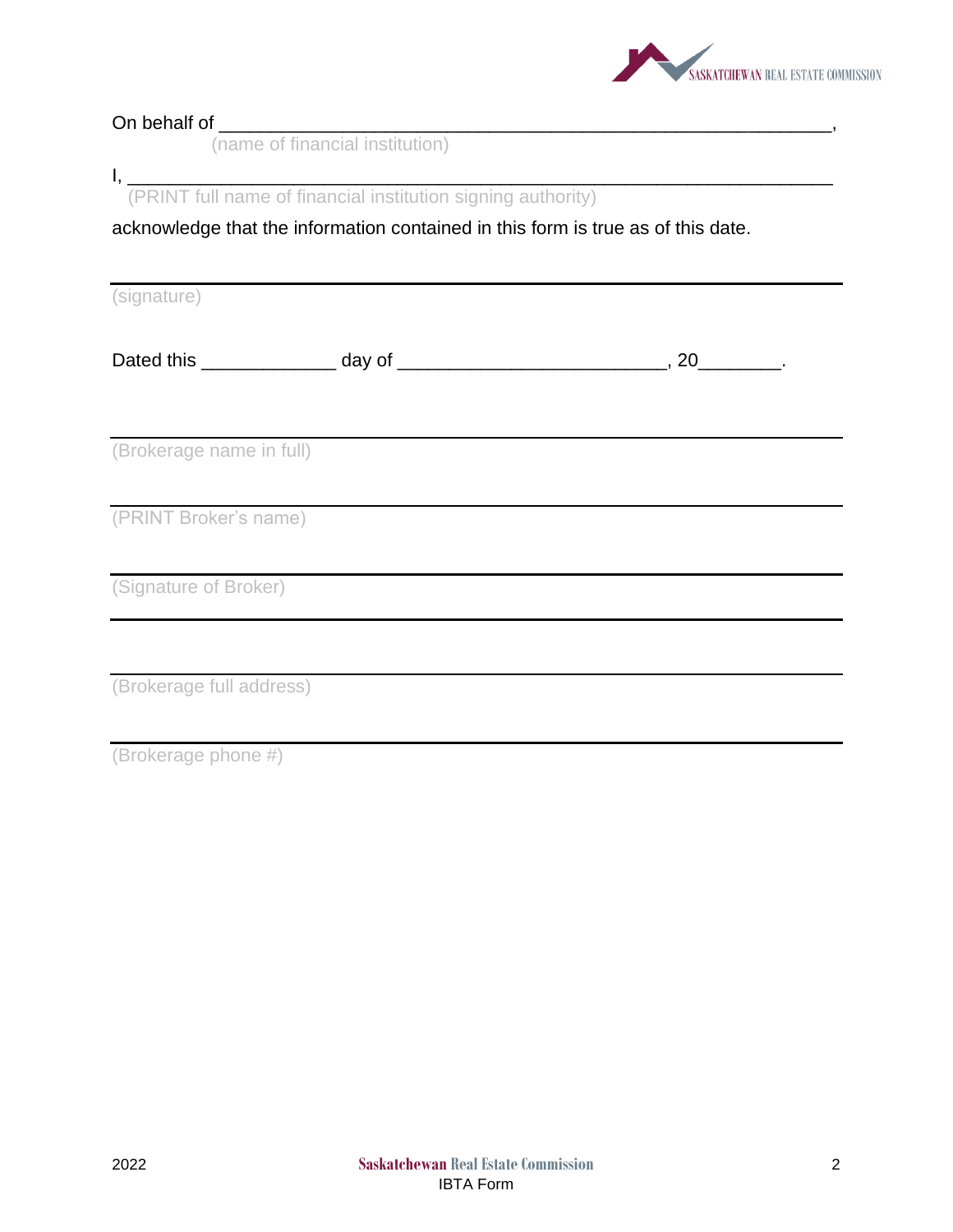On behalf of ____________________________________________________________,
(name of financial institution)

I, ______________________________________________________________________
(PRINT full name of financial institution signing authority)

acknowledge that the information contained in this form is true as of this date.

______________________________________________________________________
(signature)

Dated this _____________ day of _________________________, 20________.

______________________________________________________________________
(Brokerage name in full)

______________________________________________________________________
(PRINT Broker's name)

______________________________________________________________________
(Signature of Broker)

______________________________________________________________________

______________________________________________________________________
(Brokerage full address)

______________________________________________________________________
(Brokerage phone #)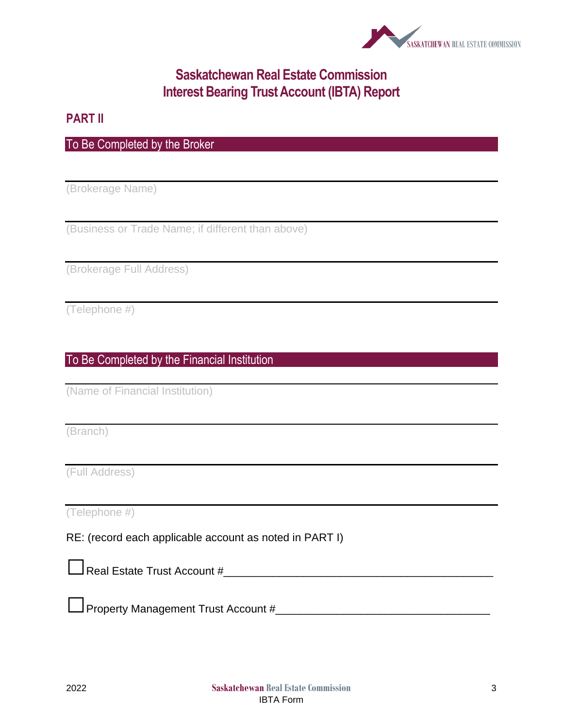# Saskatchewan Real Estate Commission
# Interest Bearing Trust Account (IBTA) Report

## PART II

### To Be Completed by the Broker

___________________________________________
(Brokerage Name)

___________________________________________
(Business or Trade Name; if different than above)

___________________________________________
(Brokerage Full Address)

___________________________________________
(Telephone #)

### To Be Completed by the Financial Institution

___________________________________________
(Name of Financial Institution)

___________________________________________
(Branch)

___________________________________________
(Full Address)

___________________________________________
(Telephone #)

RE: (record each applicable account as noted in PART I)

☐ Real Estate Trust Account #___________________________________________

☐ Property Management Trust Account #__________________________________